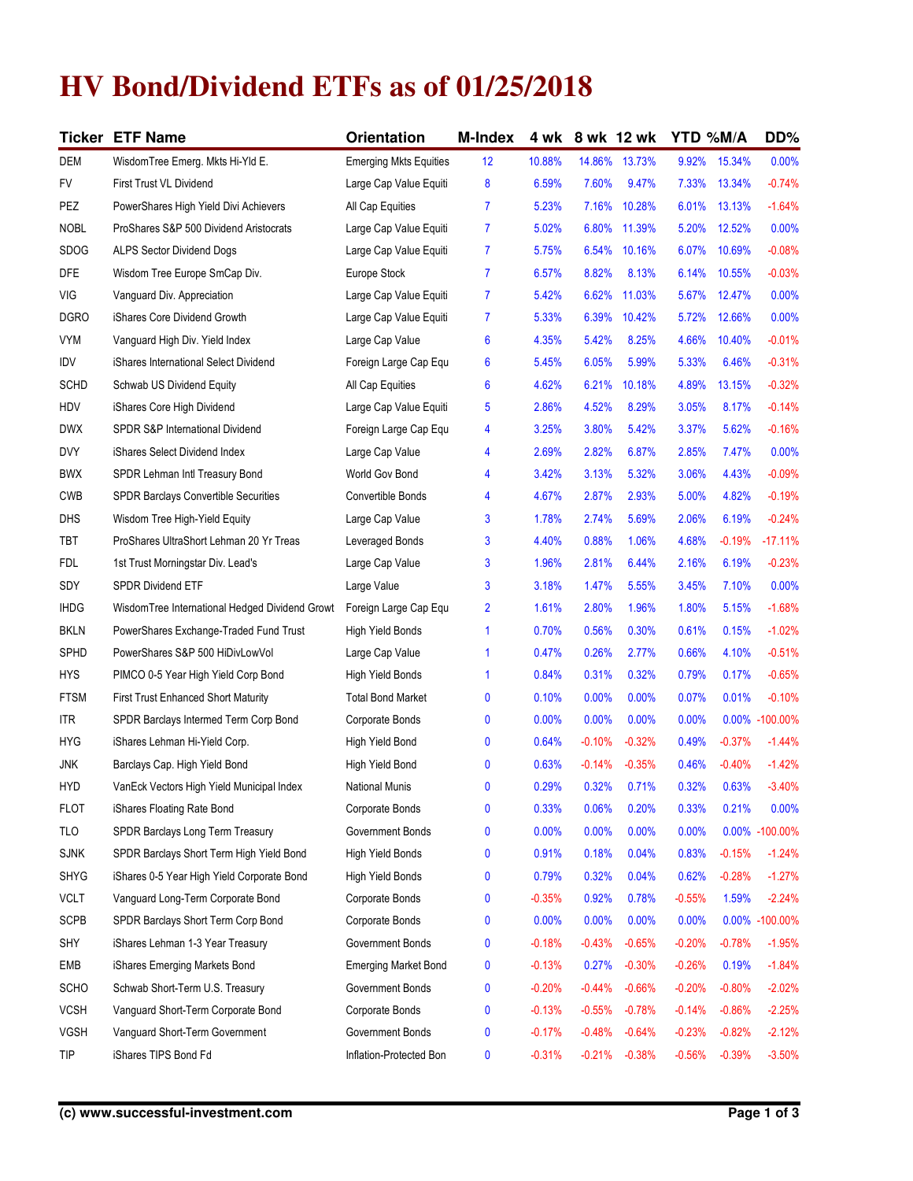# HV Bond/Dividend ETFs as of 01/25/2018

| Ticker | ETF Name | Orientation | M-Index | 4 wk | 8 wk | 12 wk | YTD | %M/A | DD% |
|---|---|---|---|---|---|---|---|---|---|
| DEM | WisdomTree Emerg. Mkts Hi-Yld E. | Emerging Mkts Equities | 12 | 10.88% | 14.86% | 13.73% | 9.92% | 15.34% | 0.00% |
| FV | First Trust VL Dividend | Large Cap Value Equiti | 8 | 6.59% | 7.60% | 9.47% | 7.33% | 13.34% | -0.74% |
| PEZ | PowerShares High Yield Divi Achievers | All Cap Equities | 7 | 5.23% | 7.16% | 10.28% | 6.01% | 13.13% | -1.64% |
| NOBL | ProShares S&P 500 Dividend Aristocrats | Large Cap Value Equiti | 7 | 5.02% | 6.80% | 11.39% | 5.20% | 12.52% | 0.00% |
| SDOG | ALPS Sector Dividend Dogs | Large Cap Value Equiti | 7 | 5.75% | 6.54% | 10.16% | 6.07% | 10.69% | -0.08% |
| DFE | Wisdom Tree Europe SmCap Div. | Europe Stock | 7 | 6.57% | 8.82% | 8.13% | 6.14% | 10.55% | -0.03% |
| VIG | Vanguard Div. Appreciation | Large Cap Value Equiti | 7 | 5.42% | 6.62% | 11.03% | 5.67% | 12.47% | 0.00% |
| DGRO | iShares Core Dividend Growth | Large Cap Value Equiti | 7 | 5.33% | 6.39% | 10.42% | 5.72% | 12.66% | 0.00% |
| VYM | Vanguard High Div. Yield Index | Large Cap Value | 6 | 4.35% | 5.42% | 8.25% | 4.66% | 10.40% | -0.01% |
| IDV | iShares International Select Dividend | Foreign Large Cap Equ | 6 | 5.45% | 6.05% | 5.99% | 5.33% | 6.46% | -0.31% |
| SCHD | Schwab US Dividend Equity | All Cap Equities | 6 | 4.62% | 6.21% | 10.18% | 4.89% | 13.15% | -0.32% |
| HDV | iShares Core High Dividend | Large Cap Value Equiti | 5 | 2.86% | 4.52% | 8.29% | 3.05% | 8.17% | -0.14% |
| DWX | SPDR S&P International Dividend | Foreign Large Cap Equ | 4 | 3.25% | 3.80% | 5.42% | 3.37% | 5.62% | -0.16% |
| DVY | iShares Select Dividend Index | Large Cap Value | 4 | 2.69% | 2.82% | 6.87% | 2.85% | 7.47% | 0.00% |
| BWX | SPDR Lehman Intl Treasury Bond | World Gov Bond | 4 | 3.42% | 3.13% | 5.32% | 3.06% | 4.43% | -0.09% |
| CWB | SPDR Barclays Convertible Securities | Convertible Bonds | 4 | 4.67% | 2.87% | 2.93% | 5.00% | 4.82% | -0.19% |
| DHS | Wisdom Tree High-Yield Equity | Large Cap Value | 3 | 1.78% | 2.74% | 5.69% | 2.06% | 6.19% | -0.24% |
| TBT | ProShares UltraShort Lehman 20 Yr Treas | Leveraged Bonds | 3 | 4.40% | 0.88% | 1.06% | 4.68% | -0.19% | -17.11% |
| FDL | 1st Trust Morningstar Div. Lead's | Large Cap Value | 3 | 1.96% | 2.81% | 6.44% | 2.16% | 6.19% | -0.23% |
| SDY | SPDR Dividend ETF | Large Value | 3 | 3.18% | 1.47% | 5.55% | 3.45% | 7.10% | 0.00% |
| IHDG | WisdomTree International Hedged Dividend Growt | Foreign Large Cap Equ | 2 | 1.61% | 2.80% | 1.96% | 1.80% | 5.15% | -1.68% |
| BKLN | PowerShares Exchange-Traded Fund Trust | High Yield Bonds | 1 | 0.70% | 0.56% | 0.30% | 0.61% | 0.15% | -1.02% |
| SPHD | PowerShares S&P 500 HiDivLowVol | Large Cap Value | 1 | 0.47% | 0.26% | 2.77% | 0.66% | 4.10% | -0.51% |
| HYS | PIMCO 0-5 Year High Yield Corp Bond | High Yield Bonds | 1 | 0.84% | 0.31% | 0.32% | 0.79% | 0.17% | -0.65% |
| FTSM | First Trust Enhanced Short Maturity | Total Bond Market | 0 | 0.10% | 0.00% | 0.00% | 0.07% | 0.01% | -0.10% |
| ITR | SPDR Barclays Intermed Term Corp Bond | Corporate Bonds | 0 | 0.00% | 0.00% | 0.00% | 0.00% | 0.00% | -100.00% |
| HYG | iShares Lehman Hi-Yield Corp. | High Yield Bond | 0 | 0.64% | -0.10% | -0.32% | 0.49% | -0.37% | -1.44% |
| JNK | Barclays Cap. High Yield Bond | High Yield Bond | 0 | 0.63% | -0.14% | -0.35% | 0.46% | -0.40% | -1.42% |
| HYD | VanEck Vectors High Yield Municipal Index | National Munis | 0 | 0.29% | 0.32% | 0.71% | 0.32% | 0.63% | -3.40% |
| FLOT | iShares Floating Rate Bond | Corporate Bonds | 0 | 0.33% | 0.06% | 0.20% | 0.33% | 0.21% | 0.00% |
| TLO | SPDR Barclays Long Term Treasury | Government Bonds | 0 | 0.00% | 0.00% | 0.00% | 0.00% | 0.00% | -100.00% |
| SJNK | SPDR Barclays Short Term High Yield Bond | High Yield Bonds | 0 | 0.91% | 0.18% | 0.04% | 0.83% | -0.15% | -1.24% |
| SHYG | iShares 0-5 Year High Yield Corporate Bond | High Yield Bonds | 0 | 0.79% | 0.32% | 0.04% | 0.62% | -0.28% | -1.27% |
| VCLT | Vanguard Long-Term Corporate Bond | Corporate Bonds | 0 | -0.35% | 0.92% | 0.78% | -0.55% | 1.59% | -2.24% |
| SCPB | SPDR Barclays Short Term Corp Bond | Corporate Bonds | 0 | 0.00% | 0.00% | 0.00% | 0.00% | 0.00% | -100.00% |
| SHY | iShares Lehman 1-3 Year Treasury | Government Bonds | 0 | -0.18% | -0.43% | -0.65% | -0.20% | -0.78% | -1.95% |
| EMB | iShares Emerging Markets Bond | Emerging Market Bond | 0 | -0.13% | 0.27% | -0.30% | -0.26% | 0.19% | -1.84% |
| SCHO | Schwab Short-Term U.S. Treasury | Government Bonds | 0 | -0.20% | -0.44% | -0.66% | -0.20% | -0.80% | -2.02% |
| VCSH | Vanguard Short-Term Corporate Bond | Corporate Bonds | 0 | -0.13% | -0.55% | -0.78% | -0.14% | -0.86% | -2.25% |
| VGSH | Vanguard Short-Term Government | Government Bonds | 0 | -0.17% | -0.48% | -0.64% | -0.23% | -0.82% | -2.12% |
| TIP | iShares TIPS Bond Fd | Inflation-Protected Bon | 0 | -0.31% | -0.21% | -0.38% | -0.56% | -0.39% | -3.50% |

(c) www.successful-investment.com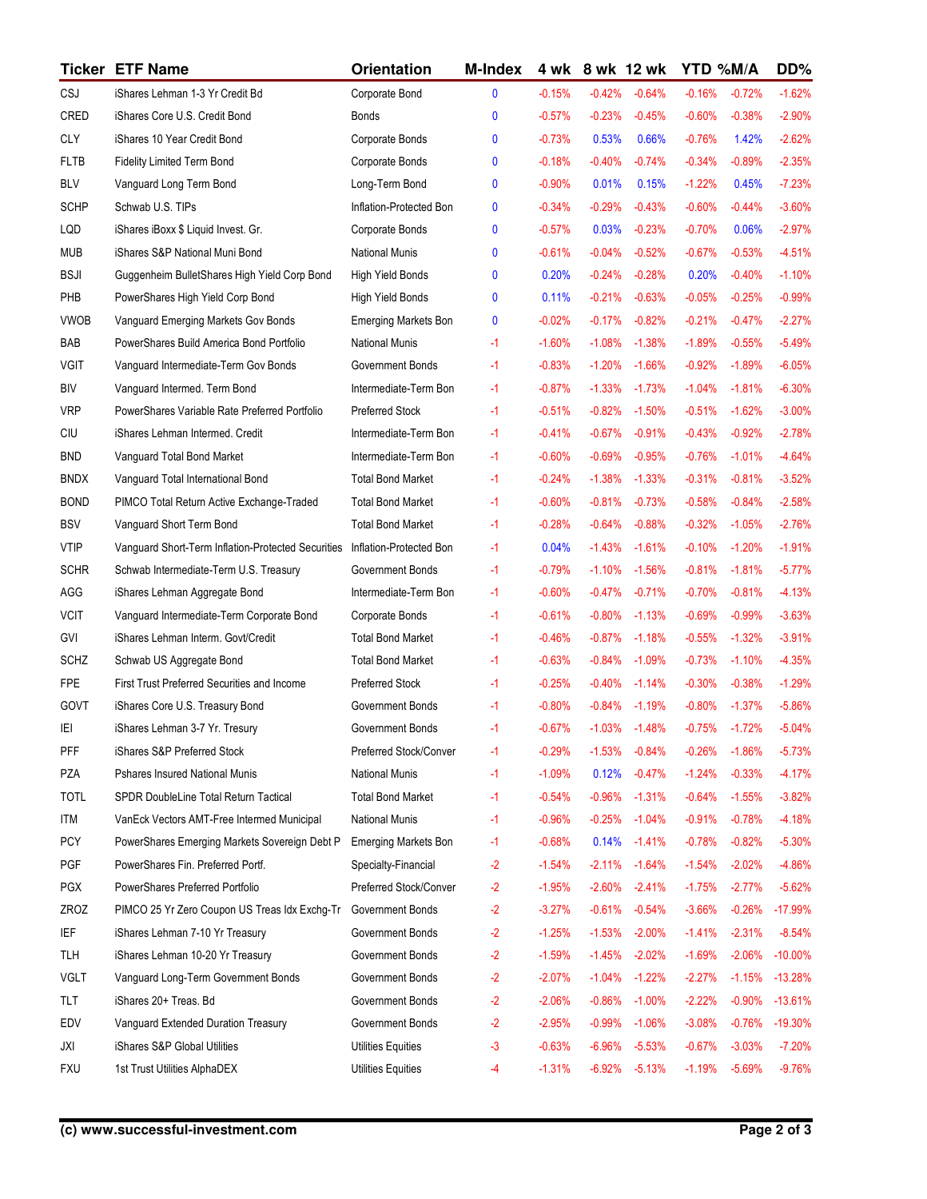| Ticker | ETF Name | Orientation | M-Index | 4 wk | 8 wk | 12 wk | YTD | %M/A | DD% |
|---|---|---|---|---|---|---|---|---|---|
| CSJ | iShares Lehman 1-3 Yr Credit Bd | Corporate Bond | 0 | -0.15% | -0.42% | -0.64% | -0.16% | -0.72% | -1.62% |
| CRED | iShares Core U.S. Credit Bond | Bonds | 0 | -0.57% | -0.23% | -0.45% | -0.60% | -0.38% | -2.90% |
| CLY | iShares 10 Year Credit Bond | Corporate Bonds | 0 | -0.73% | 0.53% | 0.66% | -0.76% | 1.42% | -2.62% |
| FLTB | Fidelity Limited Term Bond | Corporate Bonds | 0 | -0.18% | -0.40% | -0.74% | -0.34% | -0.89% | -2.35% |
| BLV | Vanguard Long Term Bond | Long-Term Bond | 0 | -0.90% | 0.01% | 0.15% | -1.22% | 0.45% | -7.23% |
| SCHP | Schwab U.S. TIPs | Inflation-Protected Bon | 0 | -0.34% | -0.29% | -0.43% | -0.60% | -0.44% | -3.60% |
| LQD | iShares iBoxx $ Liquid Invest. Gr. | Corporate Bonds | 0 | -0.57% | 0.03% | -0.23% | -0.70% | 0.06% | -2.97% |
| MUB | iShares S&P National Muni Bond | National Munis | 0 | -0.61% | -0.04% | -0.52% | -0.67% | -0.53% | -4.51% |
| BSJI | Guggenheim BulletShares High Yield Corp Bond | High Yield Bonds | 0 | 0.20% | -0.24% | -0.28% | 0.20% | -0.40% | -1.10% |
| PHB | PowerShares High Yield Corp Bond | High Yield Bonds | 0 | 0.11% | -0.21% | -0.63% | -0.05% | -0.25% | -0.99% |
| VWOB | Vanguard Emerging Markets Gov Bonds | Emerging Markets Bon | 0 | -0.02% | -0.17% | -0.82% | -0.21% | -0.47% | -2.27% |
| BAB | PowerShares Build America Bond Portfolio | National Munis | -1 | -1.60% | -1.08% | -1.38% | -1.89% | -0.55% | -5.49% |
| VGIT | Vanguard Intermediate-Term Gov Bonds | Government Bonds | -1 | -0.83% | -1.20% | -1.66% | -0.92% | -1.89% | -6.05% |
| BIV | Vanguard Intermed. Term Bond | Intermediate-Term Bon | -1 | -0.87% | -1.33% | -1.73% | -1.04% | -1.81% | -6.30% |
| VRP | PowerShares Variable Rate Preferred Portfolio | Preferred Stock | -1 | -0.51% | -0.82% | -1.50% | -0.51% | -1.62% | -3.00% |
| CIU | iShares Lehman Intermed. Credit | Intermediate-Term Bon | -1 | -0.41% | -0.67% | -0.91% | -0.43% | -0.92% | -2.78% |
| BND | Vanguard Total Bond Market | Intermediate-Term Bon | -1 | -0.60% | -0.69% | -0.95% | -0.76% | -1.01% | -4.64% |
| BNDX | Vanguard Total International Bond | Total Bond Market | -1 | -0.24% | -1.38% | -1.33% | -0.31% | -0.81% | -3.52% |
| BOND | PIMCO Total Return Active Exchange-Traded | Total Bond Market | -1 | -0.60% | -0.81% | -0.73% | -0.58% | -0.84% | -2.58% |
| BSV | Vanguard Short Term Bond | Total Bond Market | -1 | -0.28% | -0.64% | -0.88% | -0.32% | -1.05% | -2.76% |
| VTIP | Vanguard Short-Term Inflation-Protected Securities | Inflation-Protected Bon | -1 | 0.04% | -1.43% | -1.61% | -0.10% | -1.20% | -1.91% |
| SCHR | Schwab Intermediate-Term U.S. Treasury | Government Bonds | -1 | -0.79% | -1.10% | -1.56% | -0.81% | -1.81% | -5.77% |
| AGG | iShares Lehman Aggregate Bond | Intermediate-Term Bon | -1 | -0.60% | -0.47% | -0.71% | -0.70% | -0.81% | -4.13% |
| VCIT | Vanguard Intermediate-Term Corporate Bond | Corporate Bonds | -1 | -0.61% | -0.80% | -1.13% | -0.69% | -0.99% | -3.63% |
| GVI | iShares Lehman Interm. Govt/Credit | Total Bond Market | -1 | -0.46% | -0.87% | -1.18% | -0.55% | -1.32% | -3.91% |
| SCHZ | Schwab US Aggregate Bond | Total Bond Market | -1 | -0.63% | -0.84% | -1.09% | -0.73% | -1.10% | -4.35% |
| FPE | First Trust Preferred Securities and Income | Preferred Stock | -1 | -0.25% | -0.40% | -1.14% | -0.30% | -0.38% | -1.29% |
| GOVT | iShares Core U.S. Treasury Bond | Government Bonds | -1 | -0.80% | -0.84% | -1.19% | -0.80% | -1.37% | -5.86% |
| IEI | iShares Lehman 3-7 Yr. Tresury | Government Bonds | -1 | -0.67% | -1.03% | -1.48% | -0.75% | -1.72% | -5.04% |
| PFF | iShares S&P Preferred Stock | Preferred Stock/Conver | -1 | -0.29% | -1.53% | -0.84% | -0.26% | -1.86% | -5.73% |
| PZA | Pshares Insured National Munis | National Munis | -1 | -1.09% | 0.12% | -0.47% | -1.24% | -0.33% | -4.17% |
| TOTL | SPDR DoubleLine Total Return Tactical | Total Bond Market | -1 | -0.54% | -0.96% | -1.31% | -0.64% | -1.55% | -3.82% |
| ITM | VanEck Vectors AMT-Free Intermed Municipal | National Munis | -1 | -0.96% | -0.25% | -1.04% | -0.91% | -0.78% | -4.18% |
| PCY | PowerShares Emerging Markets Sovereign Debt P | Emerging Markets Bon | -1 | -0.68% | 0.14% | -1.41% | -0.78% | -0.82% | -5.30% |
| PGF | PowerShares Fin. Preferred Portf. | Specialty-Financial | -2 | -1.54% | -2.11% | -1.64% | -1.54% | -2.02% | -4.86% |
| PGX | PowerShares Preferred Portfolio | Preferred Stock/Conver | -2 | -1.95% | -2.60% | -2.41% | -1.75% | -2.77% | -5.62% |
| ZROZ | PIMCO 25 Yr Zero Coupon US Treas Idx Exchg-Tr | Government Bonds | -2 | -3.27% | -0.61% | -0.54% | -3.66% | -0.26% | -17.99% |
| IEF | iShares Lehman 7-10 Yr Treasury | Government Bonds | -2 | -1.25% | -1.53% | -2.00% | -1.41% | -2.31% | -8.54% |
| TLH | iShares Lehman 10-20 Yr Treasury | Government Bonds | -2 | -1.59% | -1.45% | -2.02% | -1.69% | -2.06% | -10.00% |
| VGLT | Vanguard Long-Term Government Bonds | Government Bonds | -2 | -2.07% | -1.04% | -1.22% | -2.27% | -1.15% | -13.28% |
| TLT | iShares 20+ Treas. Bd | Government Bonds | -2 | -2.06% | -0.86% | -1.00% | -2.22% | -0.90% | -13.61% |
| EDV | Vanguard Extended Duration Treasury | Government Bonds | -2 | -2.95% | -0.99% | -1.06% | -3.08% | -0.76% | -19.30% |
| JXI | iShares S&P Global Utilities | Utilities Equities | -3 | -0.63% | -6.96% | -5.53% | -0.67% | -3.03% | -7.20% |
| FXU | 1st Trust Utilities AlphaDEX | Utilities Equities | -4 | -1.31% | -6.92% | -5.13% | -1.19% | -5.69% | -9.76% |

**(c) www.successful-investment.com**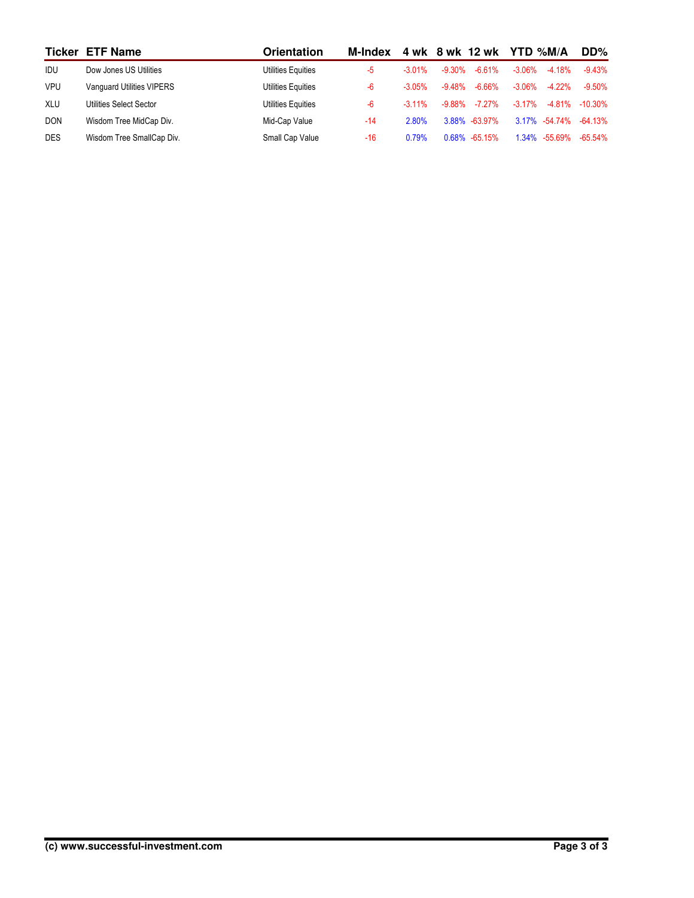| Ticker | ETF Name | Orientation | M-Index | 4 wk | 8 wk | 12 wk | YTD | %M/A | DD% |
|---|---|---|---|---|---|---|---|---|---|
| IDU | Dow Jones US Utilities | Utilities Equities | -5 | -3.01% | -9.30% | -6.61% | -3.06% | -4.18% | -9.43% |
| VPU | Vanguard Utilities VIPERS | Utilities Equities | -6 | -3.05% | -9.48% | -6.66% | -3.06% | -4.22% | -9.50% |
| XLU | Utilities Select Sector | Utilities Equities | -6 | -3.11% | -9.88% | -7.27% | -3.17% | -4.81% | -10.30% |
| DON | Wisdom Tree MidCap Div. | Mid-Cap Value | -14 | 2.80% | 3.88% | -63.97% | 3.17% | -54.74% | -64.13% |
| DES | Wisdom Tree SmallCap Div. | Small Cap Value | -16 | 0.79% | 0.68% | -65.15% | 1.34% | -55.69% | -65.54% |

**(c) www.successful-investment.com**